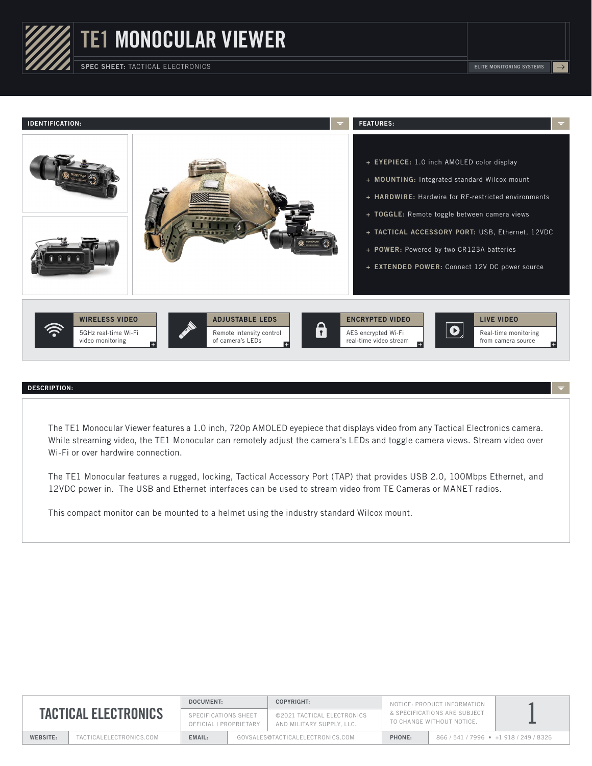# TE1 MONOCULAR VIEWER

**SPEC SHEET:** TACTICAL ELECTRONICS

ELITE MONITORING SYSTEMS

## IDENTIFICATION:

## FEATURES:

- **EYEPIECE:** 1.0 inch AMOLED color display
- **MOUNTING:** Integrated standard Wilcox mount
- **HARDWIRE:** Hardwire for RF-restricted environments
- **TOGGLE:** Remote toggle between camera views
- **TACTICAL ACCESSORY PORT:** USB, Ethernet, 12VDC
- **POWER:** Powered by two CR123A batteries
- **EXTENDED POWER:** Connect 12V DC power source

**WIRELESS VIDEO**
5GHz real-time Wi-Fi video monitoring

**ADJUSTABLE LEDS**
Remote intensity control of camera's LEDs

**ENCRYPTED VIDEO**
AES encrypted Wi-Fi real-time video stream

**LIVE VIDEO**
Real-time monitoring from camera source

## DESCRIPTION:

The TE1 Monocular Viewer features a 1.0 inch, 720p AMOLED eyepiece that displays video from any Tactical Electronics camera. While streaming video, the TE1 Monocular can remotely adjust the camera's LEDs and toggle camera views. Stream video over Wi-Fi or over hardwire connection.

The TE1 Monocular features a rugged, locking, Tactical Accessory Port (TAP) that provides USB 2.0, 100Mbps Ethernet, and 12VDC power in. The USB and Ethernet interfaces can be used to stream video from TE Cameras or MANET radios.

This compact monitor can be mounted to a helmet using the industry standard Wilcox mount.

| TACTICAL ELECTRONICS | DOCUMENT: SPECIFICATIONS SHEET OFFICIAL \| PROPRIETARY | COPYRIGHT: ©2021 TACTICAL ELECTRONICS AND MILITARY SUPPLY, LLC. | NOTICE: PRODUCT INFORMATION & SPECIFICATIONS ARE SUBJECT TO CHANGE WITHOUT NOTICE. |
|---|---|---|---|
| WEBSITE: TACTICALELECTRONICS.COM | EMAIL: GOVSALES@TACTICALELECTRONICS.COM | PHONE: 866 / 541 / 7996 • +1 918 / 249 / 8326 | |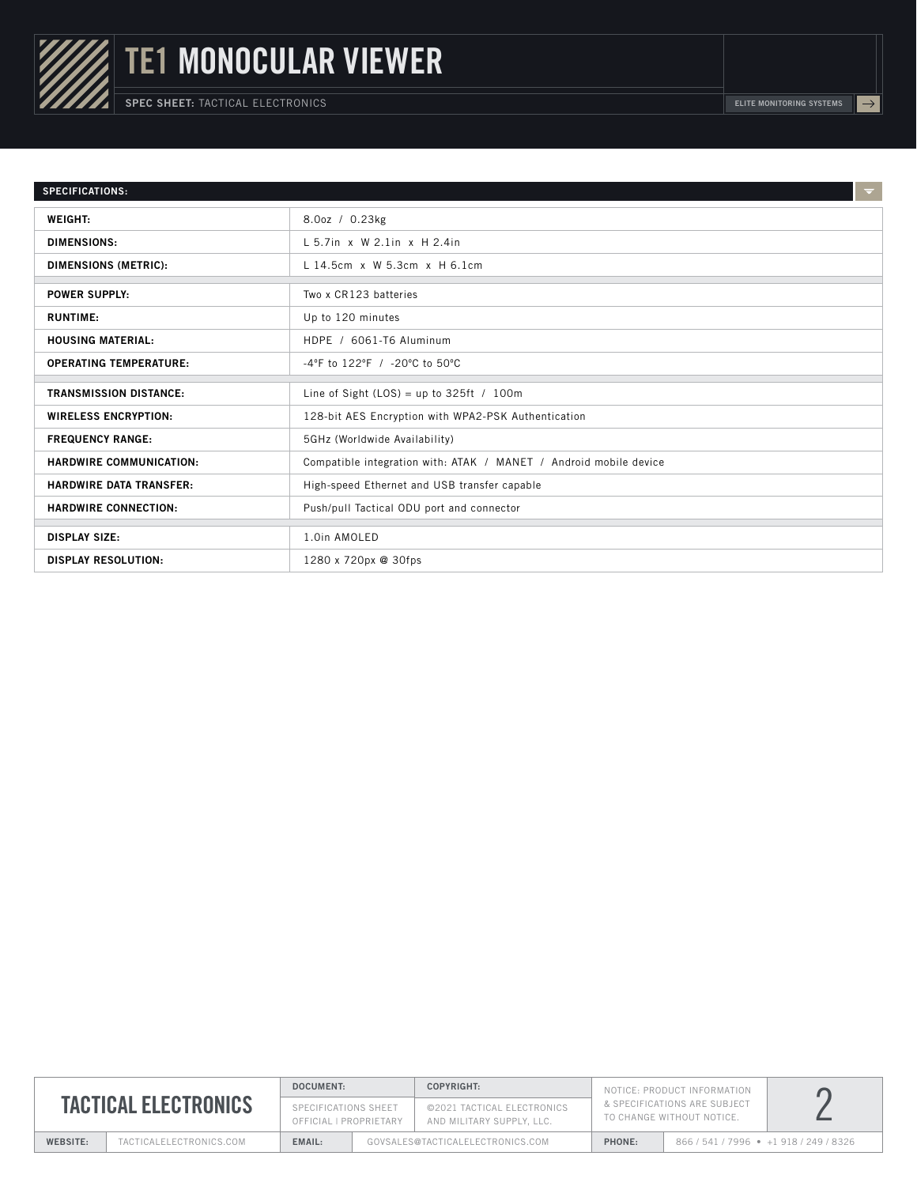# TE1 MONOCULAR VIEWER

**SPEC SHEET:** TACTICAL ELECTRONICS

ELITE MONITORING SYSTEMS

## SPECIFICATIONS:

| | |
|---|---|
| **WEIGHT:** | 8.0oz / 0.23kg |
| **DIMENSIONS:** | L 5.7in x W 2.1in x H 2.4in |
| **DIMENSIONS (METRIC):** | L 14.5cm x W 5.3cm x H 6.1cm |
| **POWER SUPPLY:** | Two x CR123 batteries |
| **RUNTIME:** | Up to 120 minutes |
| **HOUSING MATERIAL:** | HDPE / 6061-T6 Aluminum |
| **OPERATING TEMPERATURE:** | -4°F to 122°F / -20°C to 50°C |
| **TRANSMISSION DISTANCE:** | Line of Sight (LOS) = up to 325ft / 100m |
| **WIRELESS ENCRYPTION:** | 128-bit AES Encryption with WPA2-PSK Authentication |
| **FREQUENCY RANGE:** | 5GHz (Worldwide Availability) |
| **HARDWIRE COMMUNICATION:** | Compatible integration with: ATAK / MANET / Android mobile device |
| **HARDWIRE DATA TRANSFER:** | High-speed Ethernet and USB transfer capable |
| **HARDWIRE CONNECTION:** | Push/pull Tactical ODU port and connector |
| **DISPLAY SIZE:** | 1.0in AMOLED |
| **DISPLAY RESOLUTION:** | 1280 x 720px @ 30fps |

| | | | |
|---|---|---|---|
| **TACTICAL ELECTRONICS** | **DOCUMENT:** SPECIFICATIONS SHEET OFFICIAL \| PROPRIETARY | **COPYRIGHT:** ©2021 TACTICAL ELECTRONICS AND MILITARY SUPPLY, LLC. | NOTICE: PRODUCT INFORMATION & SPECIFICATIONS ARE SUBJECT TO CHANGE WITHOUT NOTICE. |
| **WEBSITE:** TACTICALELECTRONICS.COM | **EMAIL:** GOVSALES@TACTICALELECTRONICS.COM | | **PHONE:** 866 / 541 / 7996 • +1 918 / 249 / 8326 |